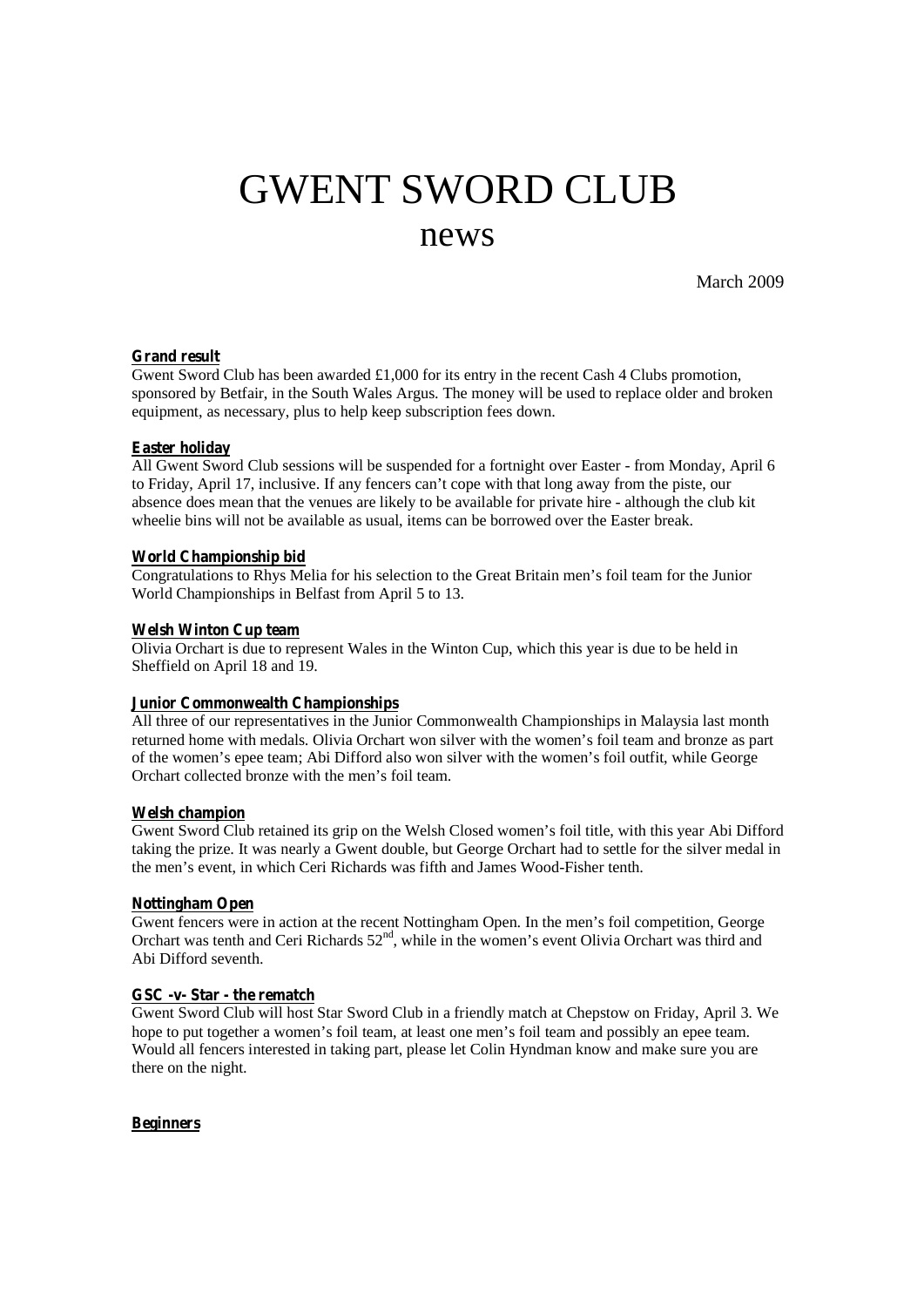# GWENT SWORD CLUB
## news

March 2009

**Grand result**

Gwent Sword Club has been awarded £1,000 for its entry in the recent Cash 4 Clubs promotion, sponsored by Betfair, in the South Wales Argus. The money will be used to replace older and broken equipment, as necessary, plus to help keep subscription fees down.

**Easter holiday**

All Gwent Sword Club sessions will be suspended for a fortnight over Easter - from Monday, April 6 to Friday, April 17, inclusive. If any fencers can't cope with that long away from the piste, our absence does mean that the venues are likely to be available for private hire - although the club kit wheelie bins will not be available as usual, items can be borrowed over the Easter break.

**World Championship bid**

Congratulations to Rhys Melia for his selection to the Great Britain men's foil team for the Junior World Championships in Belfast from April 5 to 13.

**Welsh Winton Cup team**

Olivia Orchart is due to represent Wales in the Winton Cup, which this year is due to be held in Sheffield on April 18 and 19.

**Junior Commonwealth Championships**

All three of our representatives in the Junior Commonwealth Championships in Malaysia last month returned home with medals. Olivia Orchart won silver with the women's foil team and bronze as part of the women's epee team; Abi Difford also won silver with the women's foil outfit, while George Orchart collected bronze with the men's foil team.

**Welsh champion**

Gwent Sword Club retained its grip on the Welsh Closed women's foil title, with this year Abi Difford taking the prize. It was nearly a Gwent double, but George Orchart had to settle for the silver medal in the men's event, in which Ceri Richards was fifth and James Wood-Fisher tenth.

**Nottingham Open**

Gwent fencers were in action at the recent Nottingham Open. In the men's foil competition, George Orchart was tenth and Ceri Richards 52nd, while in the women's event Olivia Orchart was third and Abi Difford seventh.

**GSC -v- Star - the rematch**

Gwent Sword Club will host Star Sword Club in a friendly match at Chepstow on Friday, April 3. We hope to put together a women's foil team, at least one men's foil team and possibly an epee team. Would all fencers interested in taking part, please let Colin Hyndman know and make sure you are there on the night.

**Beginners**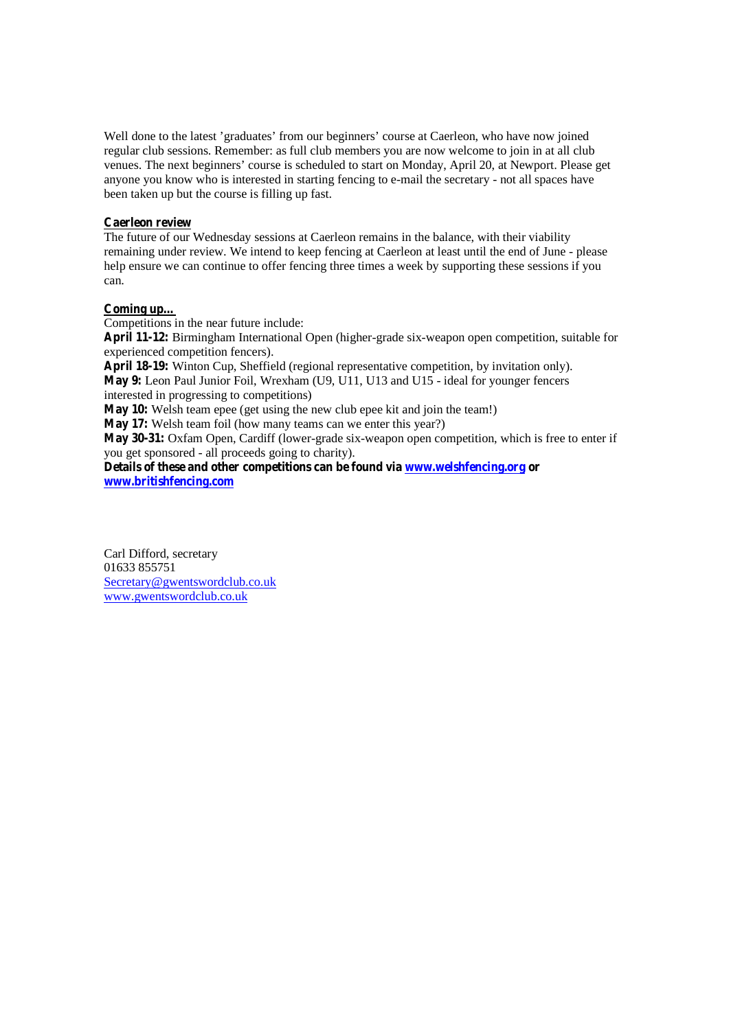Well done to the latest 'graduates' from our beginners' course at Caerleon, who have now joined regular club sessions. Remember: as full club members you are now welcome to join in at all club venues. The next beginners' course is scheduled to start on Monday, April 20, at Newport. Please get anyone you know who is interested in starting fencing to e-mail the secretary - not all spaces have been taken up but the course is filling up fast.

**Caerleon review**

The future of our Wednesday sessions at Caerleon remains in the balance, with their viability remaining under review. We intend to keep fencing at Caerleon at least until the end of June - please help ensure we can continue to offer fencing three times a week by supporting these sessions if you can.

**Coming up…**

Competitions in the near future include:

**April 11-12:** Birmingham International Open (higher-grade six-weapon open competition, suitable for experienced competition fencers).
**April 18-19:** Winton Cup, Sheffield (regional representative competition, by invitation only).
**May 9:** Leon Paul Junior Foil, Wrexham (U9, U11, U13 and U15 - ideal for younger fencers interested in progressing to competitions)
**May 10:** Welsh team epee (get using the new club epee kit and join the team!)
**May 17:** Welsh team foil (how many teams can we enter this year?)
**May 30-31:** Oxfam Open, Cardiff (lower-grade six-weapon open competition, which is free to enter if you get sponsored - all proceeds going to charity).
**Details of these and other competitions can be found via www.welshfencing.org or www.britishfencing.com**

Carl Difford, secretary
01633 855751
Secretary@gwentswordclub.co.uk
www.gwentswordclub.co.uk